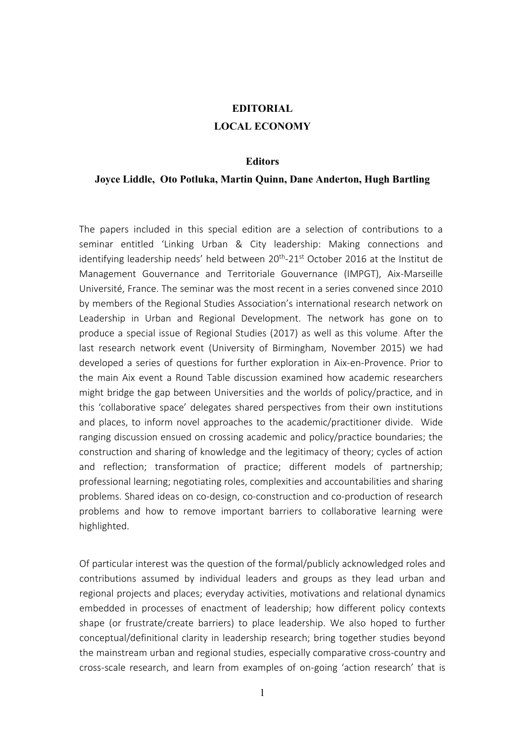# EDITORIAL
# LOCAL ECONOMY

**Editors**

**Joyce Liddle, Oto Potluka, Martin Quinn, Dane Anderton, Hugh Bartling**

The papers included in this special edition are a selection of contributions to a seminar entitled 'Linking Urban & City leadership: Making connections and identifying leadership needs' held between 20th-21st October 2016 at the Institut de Management Gouvernance and Territoriale Gouvernance (IMPGT), Aix-Marseille Université, France. The seminar was the most recent in a series convened since 2010 by members of the Regional Studies Association's international research network on Leadership in Urban and Regional Development. The network has gone on to produce a special issue of Regional Studies (2017) as well as this volume. After the last research network event (University of Birmingham, November 2015) we had developed a series of questions for further exploration in Aix-en-Provence. Prior to the main Aix event a Round Table discussion examined how academic researchers might bridge the gap between Universities and the worlds of policy/practice, and in this 'collaborative space' delegates shared perspectives from their own institutions and places, to inform novel approaches to the academic/practitioner divide. Wide ranging discussion ensued on crossing academic and policy/practice boundaries; the construction and sharing of knowledge and the legitimacy of theory; cycles of action and reflection; transformation of practice; different models of partnership; professional learning; negotiating roles, complexities and accountabilities and sharing problems. Shared ideas on co-design, co-construction and co-production of research problems and how to remove important barriers to collaborative learning were highlighted.

Of particular interest was the question of the formal/publicly acknowledged roles and contributions assumed by individual leaders and groups as they lead urban and regional projects and places; everyday activities, motivations and relational dynamics embedded in processes of enactment of leadership; how different policy contexts shape (or frustrate/create barriers) to place leadership. We also hoped to further conceptual/definitional clarity in leadership research; bring together studies beyond the mainstream urban and regional studies, especially comparative cross-country and cross-scale research, and learn from examples of on-going 'action research' that is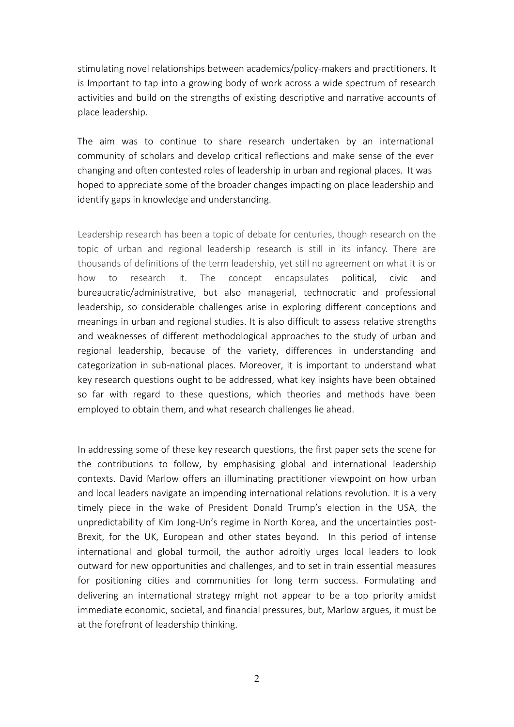stimulating novel relationships between academics/policy-makers and practitioners. It is Important to tap into a growing body of work across a wide spectrum of research activities and build on the strengths of existing descriptive and narrative accounts of place leadership.

The aim was to continue to share research undertaken by an international community of scholars and develop critical reflections and make sense of the ever changing and often contested roles of leadership in urban and regional places. It was hoped to appreciate some of the broader changes impacting on place leadership and identify gaps in knowledge and understanding.

Leadership research has been a topic of debate for centuries, though research on the topic of urban and regional leadership research is still in its infancy. There are thousands of definitions of the term leadership, yet still no agreement on what it is or how to research it. The concept encapsulates political, civic and bureaucratic/administrative, but also managerial, technocratic and professional leadership, so considerable challenges arise in exploring different conceptions and meanings in urban and regional studies. It is also difficult to assess relative strengths and weaknesses of different methodological approaches to the study of urban and regional leadership, because of the variety, differences in understanding and categorization in sub-national places. Moreover, it is important to understand what key research questions ought to be addressed, what key insights have been obtained so far with regard to these questions, which theories and methods have been employed to obtain them, and what research challenges lie ahead.

In addressing some of these key research questions, the first paper sets the scene for the contributions to follow, by emphasising global and international leadership contexts. David Marlow offers an illuminating practitioner viewpoint on how urban and local leaders navigate an impending international relations revolution. It is a very timely piece in the wake of President Donald Trump's election in the USA, the unpredictability of Kim Jong-Un's regime in North Korea, and the uncertainties post-Brexit, for the UK, European and other states beyond. In this period of intense international and global turmoil, the author adroitly urges local leaders to look outward for new opportunities and challenges, and to set in train essential measures for positioning cities and communities for long term success. Formulating and delivering an international strategy might not appear to be a top priority amidst immediate economic, societal, and financial pressures, but, Marlow argues, it must be at the forefront of leadership thinking.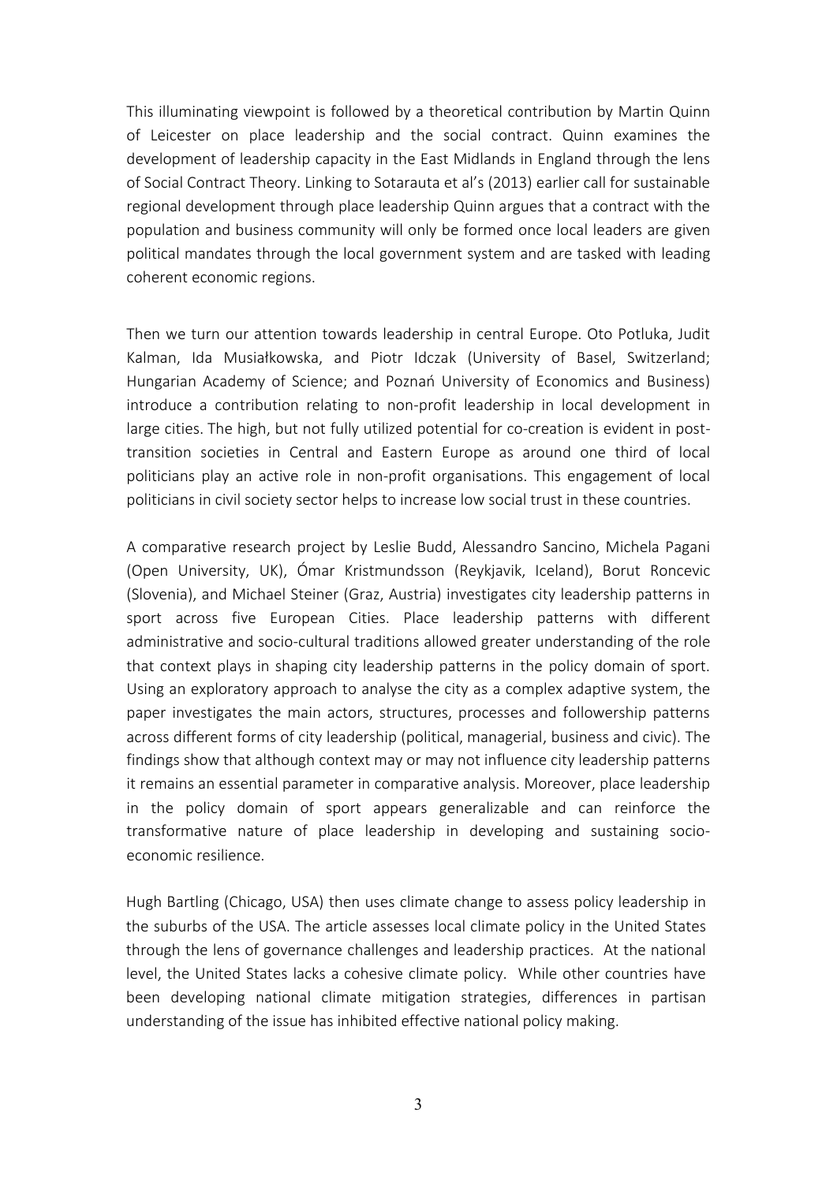This illuminating viewpoint is followed by a theoretical contribution by Martin Quinn of Leicester on place leadership and the social contract. Quinn examines the development of leadership capacity in the East Midlands in England through the lens of Social Contract Theory. Linking to Sotarauta et al's (2013) earlier call for sustainable regional development through place leadership Quinn argues that a contract with the population and business community will only be formed once local leaders are given political mandates through the local government system and are tasked with leading coherent economic regions.

Then we turn our attention towards leadership in central Europe. Oto Potluka, Judit Kalman, Ida Musiałkowska, and Piotr Idczak (University of Basel, Switzerland; Hungarian Academy of Science; and Poznań University of Economics and Business) introduce a contribution relating to non-profit leadership in local development in large cities. The high, but not fully utilized potential for co-creation is evident in post-transition societies in Central and Eastern Europe as around one third of local politicians play an active role in non-profit organisations. This engagement of local politicians in civil society sector helps to increase low social trust in these countries.

A comparative research project by Leslie Budd, Alessandro Sancino, Michela Pagani (Open University, UK), Ómar Kristmundsson (Reykjavik, Iceland), Borut Roncevic (Slovenia), and Michael Steiner (Graz, Austria) investigates city leadership patterns in sport across five European Cities. Place leadership patterns with different administrative and socio-cultural traditions allowed greater understanding of the role that context plays in shaping city leadership patterns in the policy domain of sport. Using an exploratory approach to analyse the city as a complex adaptive system, the paper investigates the main actors, structures, processes and followership patterns across different forms of city leadership (political, managerial, business and civic). The findings show that although context may or may not influence city leadership patterns it remains an essential parameter in comparative analysis. Moreover, place leadership in the policy domain of sport appears generalizable and can reinforce the transformative nature of place leadership in developing and sustaining socio-economic resilience.

Hugh Bartling (Chicago, USA) then uses climate change to assess policy leadership in the suburbs of the USA. The article assesses local climate policy in the United States through the lens of governance challenges and leadership practices. At the national level, the United States lacks a cohesive climate policy. While other countries have been developing national climate mitigation strategies, differences in partisan understanding of the issue has inhibited effective national policy making.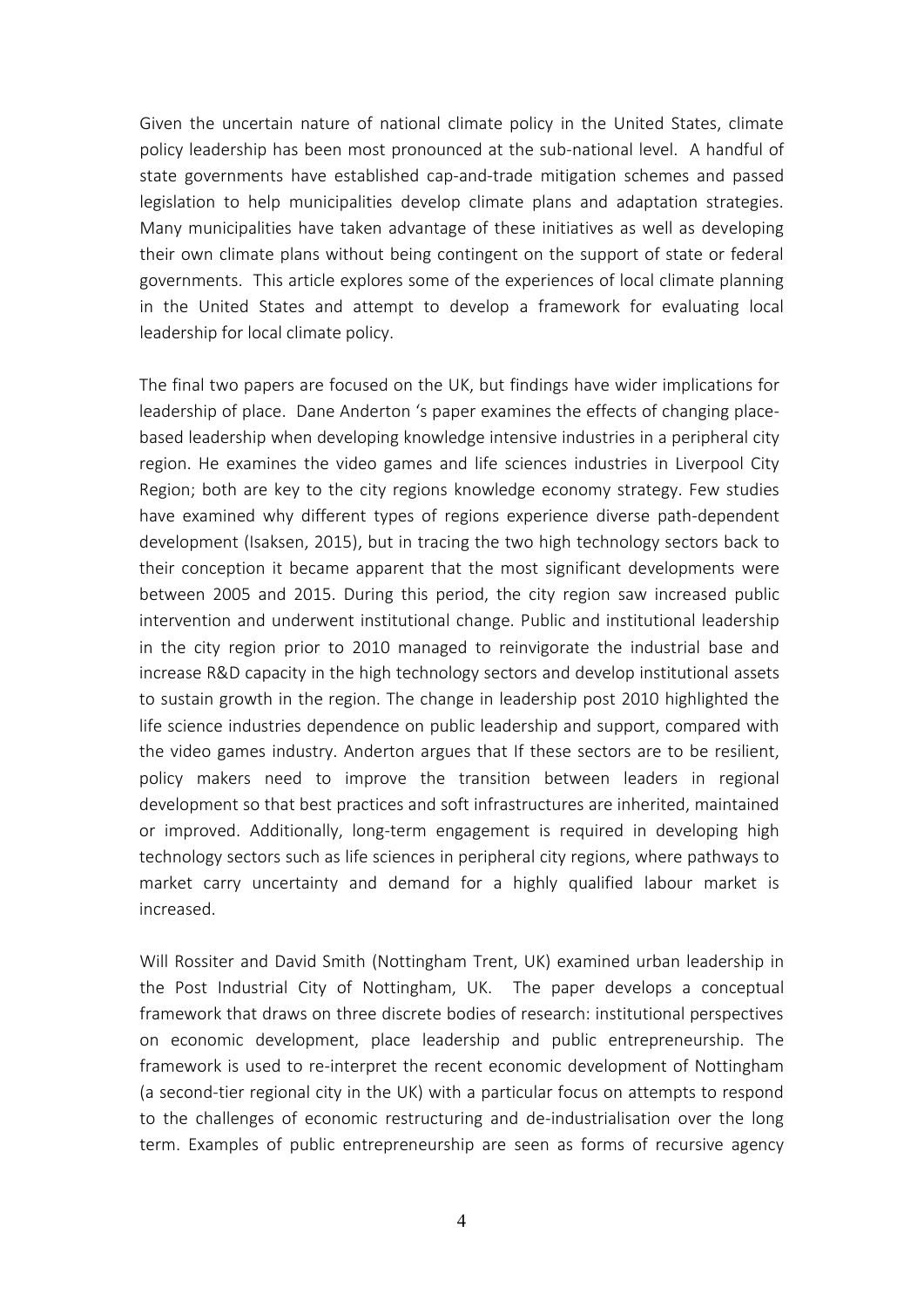Given the uncertain nature of national climate policy in the United States, climate policy leadership has been most pronounced at the sub-national level. A handful of state governments have established cap-and-trade mitigation schemes and passed legislation to help municipalities develop climate plans and adaptation strategies. Many municipalities have taken advantage of these initiatives as well as developing their own climate plans without being contingent on the support of state or federal governments. This article explores some of the experiences of local climate planning in the United States and attempt to develop a framework for evaluating local leadership for local climate policy.

The final two papers are focused on the UK, but findings have wider implications for leadership of place. Dane Anderton 's paper examines the effects of changing place-based leadership when developing knowledge intensive industries in a peripheral city region. He examines the video games and life sciences industries in Liverpool City Region; both are key to the city regions knowledge economy strategy. Few studies have examined why different types of regions experience diverse path-dependent development (Isaksen, 2015), but in tracing the two high technology sectors back to their conception it became apparent that the most significant developments were between 2005 and 2015. During this period, the city region saw increased public intervention and underwent institutional change. Public and institutional leadership in the city region prior to 2010 managed to reinvigorate the industrial base and increase R&D capacity in the high technology sectors and develop institutional assets to sustain growth in the region. The change in leadership post 2010 highlighted the life science industries dependence on public leadership and support, compared with the video games industry. Anderton argues that If these sectors are to be resilient, policy makers need to improve the transition between leaders in regional development so that best practices and soft infrastructures are inherited, maintained or improved. Additionally, long-term engagement is required in developing high technology sectors such as life sciences in peripheral city regions, where pathways to market carry uncertainty and demand for a highly qualified labour market is increased.

Will Rossiter and David Smith (Nottingham Trent, UK) examined urban leadership in the Post Industrial City of Nottingham, UK. The paper develops a conceptual framework that draws on three discrete bodies of research: institutional perspectives on economic development, place leadership and public entrepreneurship. The framework is used to re-interpret the recent economic development of Nottingham (a second-tier regional city in the UK) with a particular focus on attempts to respond to the challenges of economic restructuring and de-industrialisation over the long term. Examples of public entrepreneurship are seen as forms of recursive agency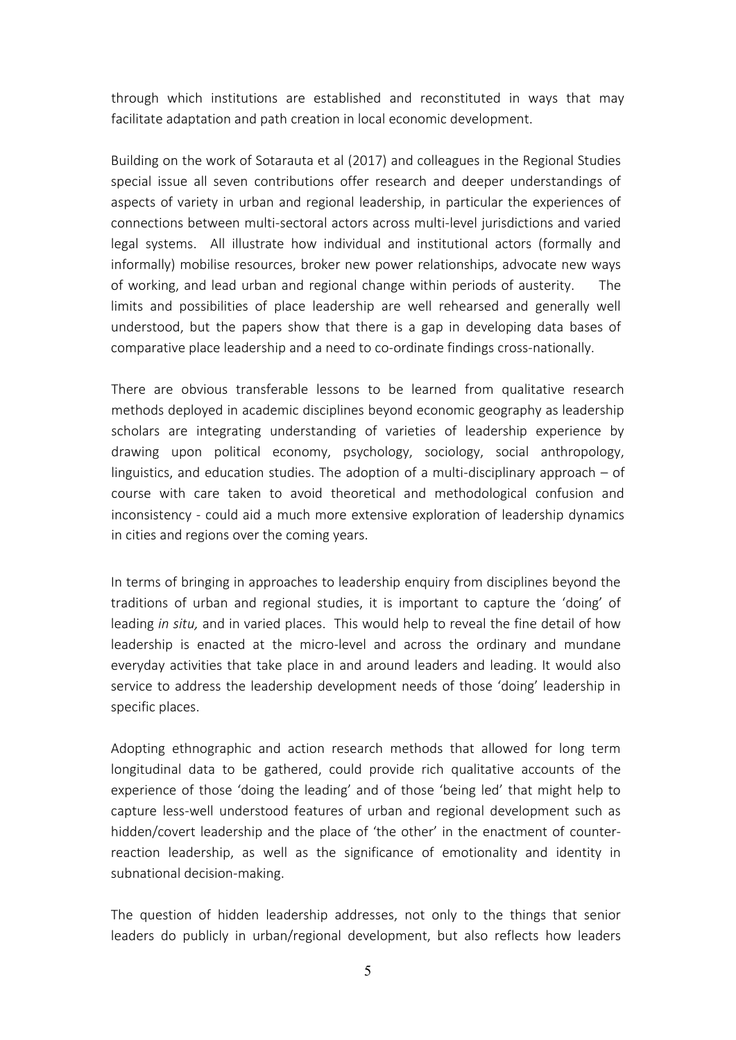through which institutions are established and reconstituted in ways that may facilitate adaptation and path creation in local economic development.

Building on the work of Sotarauta et al (2017) and colleagues in the Regional Studies special issue all seven contributions offer research and deeper understandings of aspects of variety in urban and regional leadership, in particular the experiences of connections between multi-sectoral actors across multi-level jurisdictions and varied legal systems. All illustrate how individual and institutional actors (formally and informally) mobilise resources, broker new power relationships, advocate new ways of working, and lead urban and regional change within periods of austerity. The limits and possibilities of place leadership are well rehearsed and generally well understood, but the papers show that there is a gap in developing data bases of comparative place leadership and a need to co-ordinate findings cross-nationally.

There are obvious transferable lessons to be learned from qualitative research methods deployed in academic disciplines beyond economic geography as leadership scholars are integrating understanding of varieties of leadership experience by drawing upon political economy, psychology, sociology, social anthropology, linguistics, and education studies. The adoption of a multi-disciplinary approach – of course with care taken to avoid theoretical and methodological confusion and inconsistency - could aid a much more extensive exploration of leadership dynamics in cities and regions over the coming years.

In terms of bringing in approaches to leadership enquiry from disciplines beyond the traditions of urban and regional studies, it is important to capture the 'doing' of leading *in situ,* and in varied places. This would help to reveal the fine detail of how leadership is enacted at the micro-level and across the ordinary and mundane everyday activities that take place in and around leaders and leading. It would also service to address the leadership development needs of those 'doing' leadership in specific places.

Adopting ethnographic and action research methods that allowed for long term longitudinal data to be gathered, could provide rich qualitative accounts of the experience of those 'doing the leading' and of those 'being led' that might help to capture less-well understood features of urban and regional development such as hidden/covert leadership and the place of 'the other' in the enactment of counter-reaction leadership, as well as the significance of emotionality and identity in subnational decision-making.

The question of hidden leadership addresses, not only to the things that senior leaders do publicly in urban/regional development, but also reflects how leaders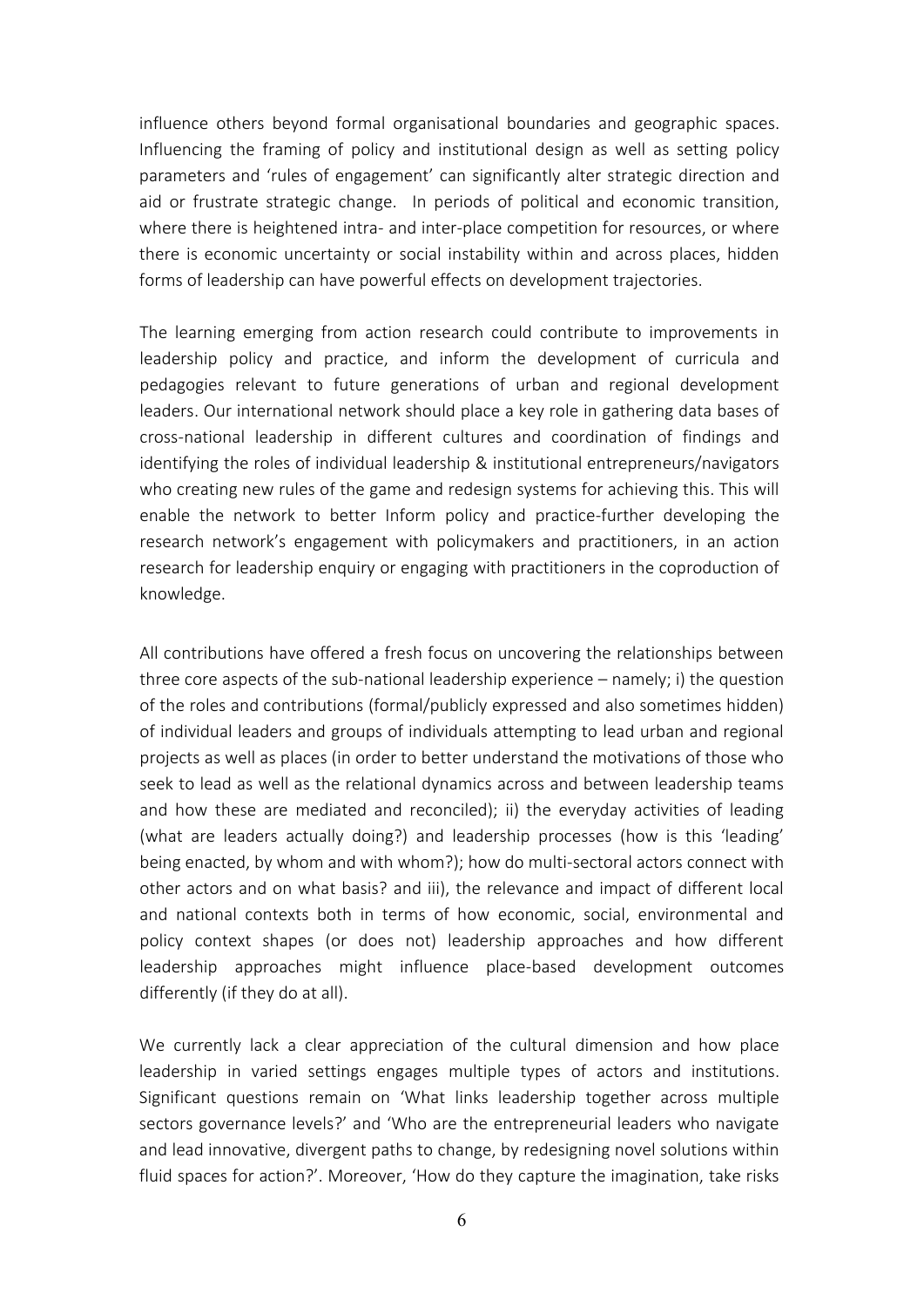influence others beyond formal organisational boundaries and geographic spaces. Influencing the framing of policy and institutional design as well as setting policy parameters and 'rules of engagement' can significantly alter strategic direction and aid or frustrate strategic change. In periods of political and economic transition, where there is heightened intra- and inter-place competition for resources, or where there is economic uncertainty or social instability within and across places, hidden forms of leadership can have powerful effects on development trajectories.

The learning emerging from action research could contribute to improvements in leadership policy and practice, and inform the development of curricula and pedagogies relevant to future generations of urban and regional development leaders. Our international network should place a key role in gathering data bases of cross-national leadership in different cultures and coordination of findings and identifying the roles of individual leadership & institutional entrepreneurs/navigators who creating new rules of the game and redesign systems for achieving this. This will enable the network to better Inform policy and practice-further developing the research network's engagement with policymakers and practitioners, in an action research for leadership enquiry or engaging with practitioners in the coproduction of knowledge.

All contributions have offered a fresh focus on uncovering the relationships between three core aspects of the sub-national leadership experience – namely; i) the question of the roles and contributions (formal/publicly expressed and also sometimes hidden) of individual leaders and groups of individuals attempting to lead urban and regional projects as well as places (in order to better understand the motivations of those who seek to lead as well as the relational dynamics across and between leadership teams and how these are mediated and reconciled); ii) the everyday activities of leading (what are leaders actually doing?) and leadership processes (how is this 'leading' being enacted, by whom and with whom?); how do multi-sectoral actors connect with other actors and on what basis? and iii), the relevance and impact of different local and national contexts both in terms of how economic, social, environmental and policy context shapes (or does not) leadership approaches and how different leadership approaches might influence place-based development outcomes differently (if they do at all).

We currently lack a clear appreciation of the cultural dimension and how place leadership in varied settings engages multiple types of actors and institutions. Significant questions remain on 'What links leadership together across multiple sectors governance levels?' and 'Who are the entrepreneurial leaders who navigate and lead innovative, divergent paths to change, by redesigning novel solutions within fluid spaces for action?'. Moreover, 'How do they capture the imagination, take risks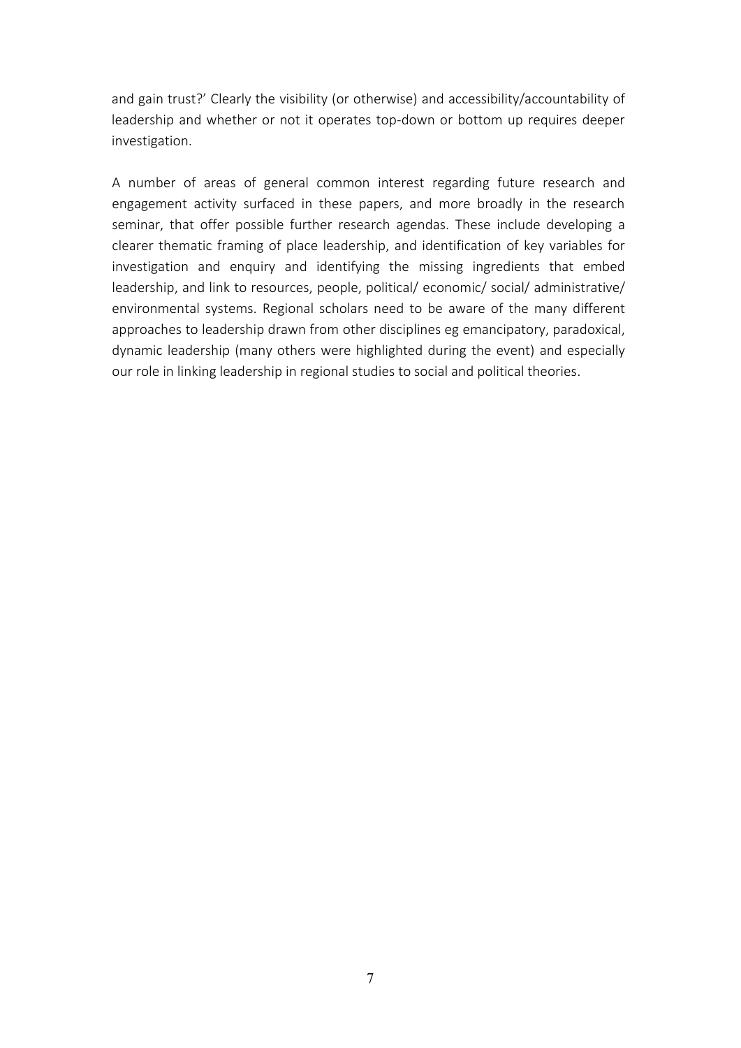and gain trust?' Clearly the visibility (or otherwise) and accessibility/accountability of leadership and whether or not it operates top-down or bottom up requires deeper investigation.

A number of areas of general common interest regarding future research and engagement activity surfaced in these papers, and more broadly in the research seminar, that offer possible further research agendas. These include developing a clearer thematic framing of place leadership, and identification of key variables for investigation and enquiry and identifying the missing ingredients that embed leadership, and link to resources, people, political/ economic/ social/ administrative/ environmental systems. Regional scholars need to be aware of the many different approaches to leadership drawn from other disciplines eg emancipatory, paradoxical, dynamic leadership (many others were highlighted during the event) and especially our role in linking leadership in regional studies to social and political theories.